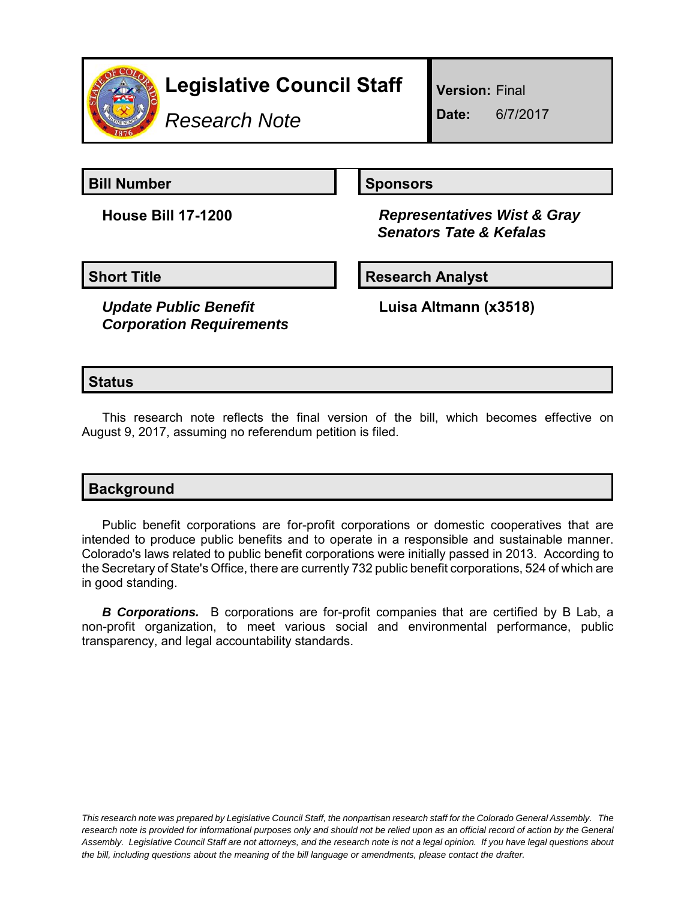# Legislative Council Staff

*Research Note*

**Version:** Final

**Date:** 6/7/2017

## Bill Number

**House Bill 17-1200**

## Sponsors

***Representatives Wist & Gray***
***Senators Tate & Kefalas***

## Short Title

***Update Public Benefit Corporation Requirements***

## Research Analyst

**Luisa Altmann (x3518)**

## Status

This research note reflects the final version of the bill, which becomes effective on August 9, 2017, assuming no referendum petition is filed.

## Background

Public benefit corporations are for-profit corporations or domestic cooperatives that are intended to produce public benefits and to operate in a responsible and sustainable manner. Colorado's laws related to public benefit corporations were initially passed in 2013. According to the Secretary of State's Office, there are currently 732 public benefit corporations, 524 of which are in good standing.

***B Corporations.*** B corporations are for-profit companies that are certified by B Lab, a non-profit organization, to meet various social and environmental performance, public transparency, and legal accountability standards.

*This research note was prepared by Legislative Council Staff, the nonpartisan research staff for the Colorado General Assembly. The research note is provided for informational purposes only and should not be relied upon as an official record of action by the General Assembly. Legislative Council Staff are not attorneys, and the research note is not a legal opinion. If you have legal questions about the bill, including questions about the meaning of the bill language or amendments, please contact the drafter.*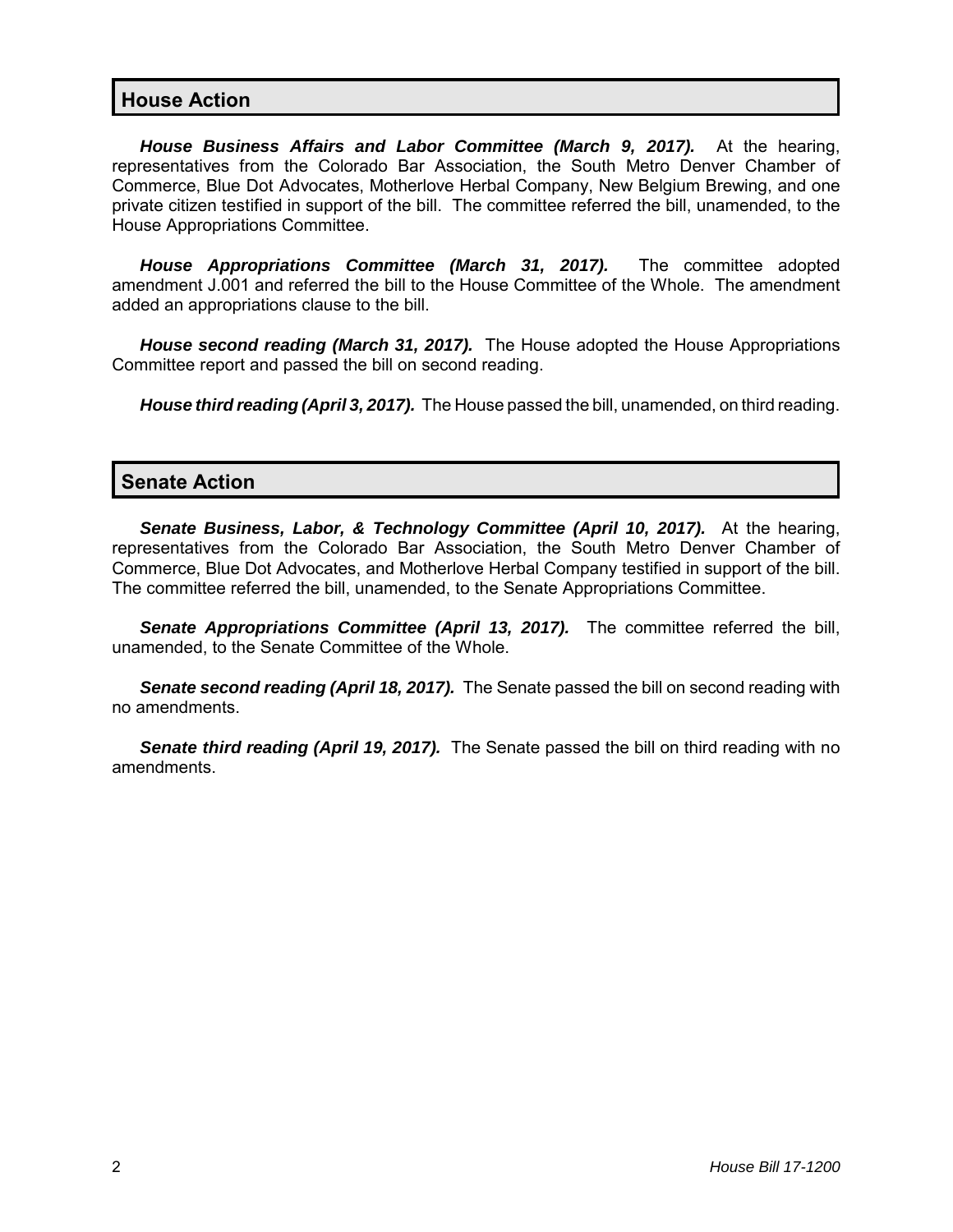## House Action

***House Business Affairs and Labor Committee (March 9, 2017).*** At the hearing, representatives from the Colorado Bar Association, the South Metro Denver Chamber of Commerce, Blue Dot Advocates, Motherlove Herbal Company, New Belgium Brewing, and one private citizen testified in support of the bill. The committee referred the bill, unamended, to the House Appropriations Committee.

***House Appropriations Committee (March 31, 2017).*** The committee adopted amendment J.001 and referred the bill to the House Committee of the Whole. The amendment added an appropriations clause to the bill.

***House second reading (March 31, 2017).*** The House adopted the House Appropriations Committee report and passed the bill on second reading.

***House third reading (April 3, 2017).*** The House passed the bill, unamended, on third reading.

## Senate Action

***Senate Business, Labor, & Technology Committee (April 10, 2017).*** At the hearing, representatives from the Colorado Bar Association, the South Metro Denver Chamber of Commerce, Blue Dot Advocates, and Motherlove Herbal Company testified in support of the bill. The committee referred the bill, unamended, to the Senate Appropriations Committee.

***Senate Appropriations Committee (April 13, 2017).*** The committee referred the bill, unamended, to the Senate Committee of the Whole.

***Senate second reading (April 18, 2017).*** The Senate passed the bill on second reading with no amendments.

***Senate third reading (April 19, 2017).*** The Senate passed the bill on third reading with no amendments.